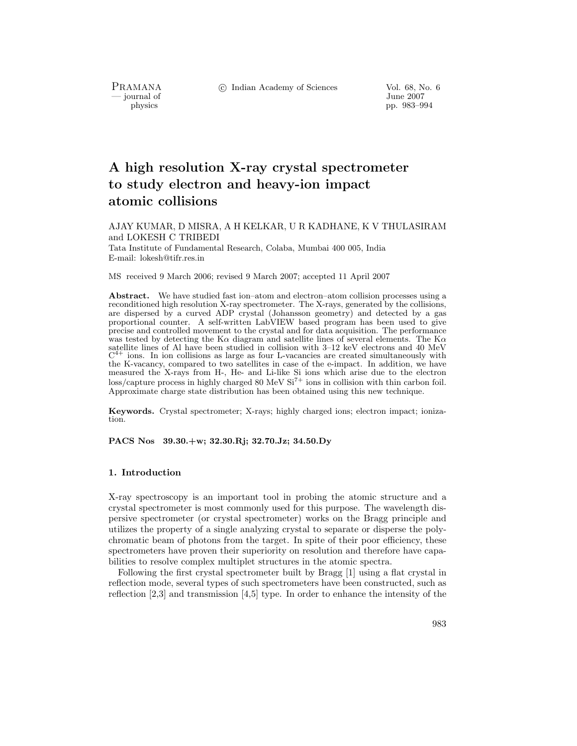# A high resolution X-ray crystal spectrometer to study electron and heavy-ion impact atomic collisions

AJAY KUMAR, D MISRA, A H KELKAR, U R KADHANE, K V THULASIRAM and LOKESH C TRIBEDI

Tata Institute of Fundamental Research, Colaba, Mumbai 400 005, India

E-mail: lokesh@tifr.res.in

MS received 9 March 2006; revised 9 March 2007; accepted 11 April 2007

**Abstract.** We have studied fast ion–atom and electron–atom collision processes using a reconditioned high resolution X-ray spectrometer. The X-rays, generated by the collisions, are dispersed by a curved ADP crystal (Johansson geometry) and detected by a gas proportional counter. A self-written LabVIEW based program has been used to give precise and controlled movement to the crystal and for data acquisition. The performance was tested by detecting the K$\alpha$ diagram and satellite lines of several elements. The K$\alpha$ satellite lines of Al have been studied in collision with 3–12 keV electrons and 40 MeV $C^{4+}$ ions. In ion collisions as large as four L-vacancies are created simultaneously with the K-vacancy, compared to two satellites in case of the e-impact. In addition, we have measured the X-rays from H-, He- and Li-like Si ions which arise due to the electron loss/capture process in highly charged 80 MeV $Si^{7+}$ ions in collision with thin carbon foil. Approximate charge state distribution has been obtained using this new technique.

**Keywords.** Crystal spectrometer; X-rays; highly charged ions; electron impact; ionization.

**PACS Nos 39.30.+w; 32.30.Rj; 32.70.Jz; 34.50.Dy**

## 1. Introduction

X-ray spectroscopy is an important tool in probing the atomic structure and a crystal spectrometer is most commonly used for this purpose. The wavelength dispersive spectrometer (or crystal spectrometer) works on the Bragg principle and utilizes the property of a single analyzing crystal to separate or disperse the polychromatic beam of photons from the target. In spite of their poor efficiency, these spectrometers have proven their superiority on resolution and therefore have capabilities to resolve complex multiplet structures in the atomic spectra.

Following the first crystal spectrometer built by Bragg [1] using a flat crystal in reflection mode, several types of such spectrometers have been constructed, such as reflection [2,3] and transmission [4,5] type. In order to enhance the intensity of the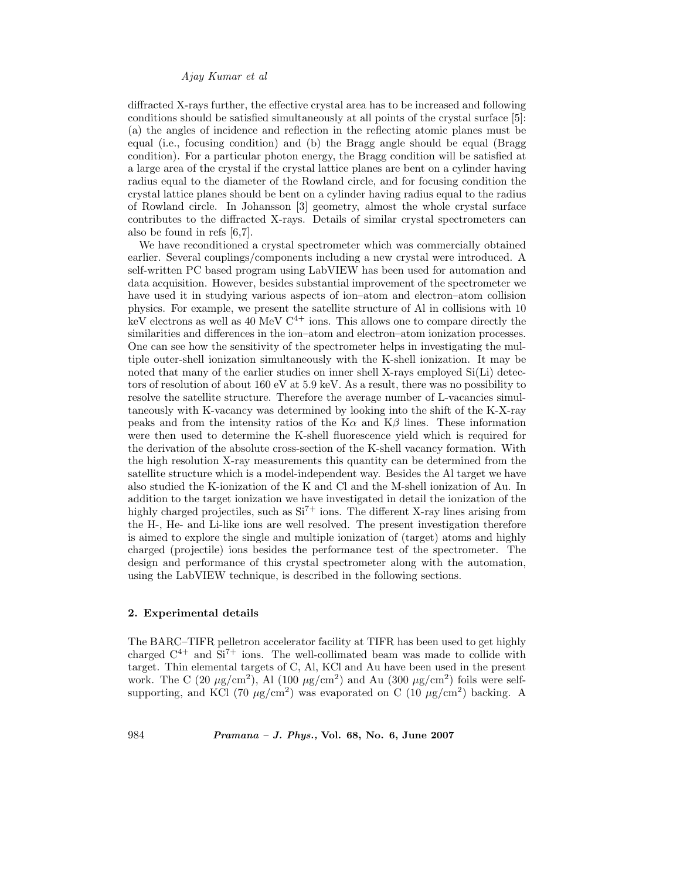diffracted X-rays further, the effective crystal area has to be increased and following conditions should be satisfied simultaneously at all points of the crystal surface [5]: (a) the angles of incidence and reflection in the reflecting atomic planes must be equal (i.e., focusing condition) and (b) the Bragg angle should be equal (Bragg condition). For a particular photon energy, the Bragg condition will be satisfied at a large area of the crystal if the crystal lattice planes are bent on a cylinder having radius equal to the diameter of the Rowland circle, and for focusing condition the crystal lattice planes should be bent on a cylinder having radius equal to the radius of Rowland circle. In Johansson [3] geometry, almost the whole crystal surface contributes to the diffracted X-rays. Details of similar crystal spectrometers can also be found in refs [6,7].

We have reconditioned a crystal spectrometer which was commercially obtained earlier. Several couplings/components including a new crystal were introduced. A self-written PC based program using LabVIEW has been used for automation and data acquisition. However, besides substantial improvement of the spectrometer we have used it in studying various aspects of ion–atom and electron–atom collision physics. For example, we present the satellite structure of Al in collisions with 10 keV electrons as well as 40 MeV $C^{4+}$ ions. This allows one to compare directly the similarities and differences in the ion–atom and electron–atom ionization processes. One can see how the sensitivity of the spectrometer helps in investigating the multiple outer-shell ionization simultaneously with the K-shell ionization. It may be noted that many of the earlier studies on inner shell X-rays employed Si(Li) detectors of resolution of about 160 eV at 5.9 keV. As a result, there was no possibility to resolve the satellite structure. Therefore the average number of L-vacancies simultaneously with K-vacancy was determined by looking into the shift of the K-X-ray peaks and from the intensity ratios of the K$\alpha$ and K$\beta$ lines. These information were then used to determine the K-shell fluorescence yield which is required for the derivation of the absolute cross-section of the K-shell vacancy formation. With the high resolution X-ray measurements this quantity can be determined from the satellite structure which is a model-independent way. Besides the Al target we have also studied the K-ionization of the K and Cl and the M-shell ionization of Au. In addition to the target ionization we have investigated in detail the ionization of the highly charged projectiles, such as $Si^{7+}$ ions. The different X-ray lines arising from the H-, He- and Li-like ions are well resolved. The present investigation therefore is aimed to explore the single and multiple ionization of (target) atoms and highly charged (projectile) ions besides the performance test of the spectrometer. The design and performance of this crystal spectrometer along with the automation, using the LabVIEW technique, is described in the following sections.

## 2. Experimental details

The BARC–TIFR pelletron accelerator facility at TIFR has been used to get highly charged $C^{4+}$ and $Si^{7+}$ ions. The well-collimated beam was made to collide with target. Thin elemental targets of C, Al, KCl and Au have been used in the present work. The C (20 $\mu$g/cm$^2$), Al (100 $\mu$g/cm$^2$) and Au (300 $\mu$g/cm$^2$) foils were self-supporting, and KCl (70 $\mu$g/cm$^2$) was evaporated on C (10 $\mu$g/cm$^2$) backing. A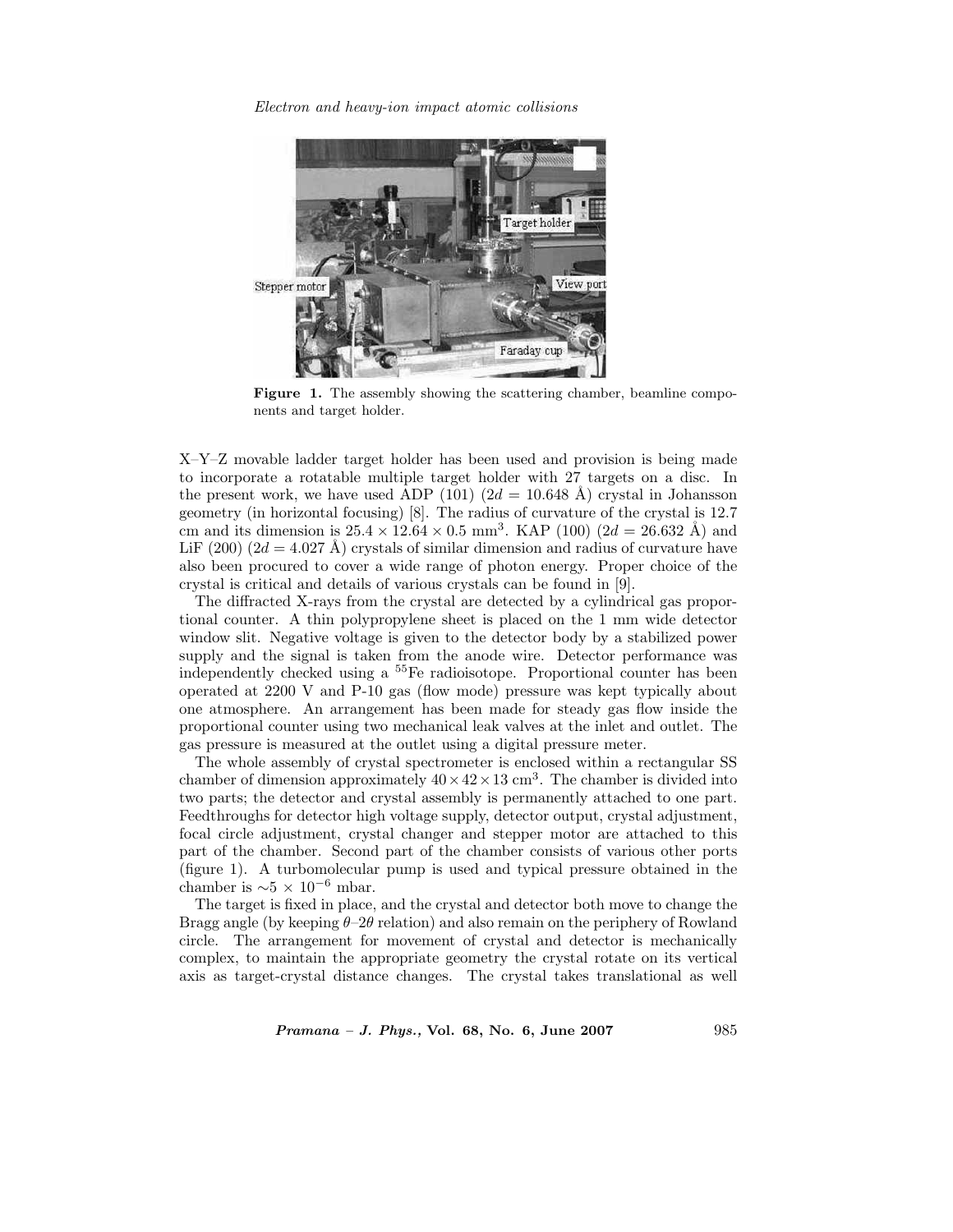**Figure 1.** The assembly showing the scattering chamber, beamline components and target holder.

X–Y–Z movable ladder target holder has been used and provision is being made to incorporate a rotatable multiple target holder with 27 targets on a disc. In the present work, we have used ADP (101) ($2d = 10.648$ Å) crystal in Johansson geometry (in horizontal focusing) [8]. The radius of curvature of the crystal is 12.7 cm and its dimension is $25.4 \times 12.64 \times 0.5$ mm$^3$. KAP (100) ($2d = 26.632$ Å) and LiF (200) ($2d = 4.027$ Å) crystals of similar dimension and radius of curvature have also been procured to cover a wide range of photon energy. Proper choice of the crystal is critical and details of various crystals can be found in [9].

The diffracted X-rays from the crystal are detected by a cylindrical gas proportional counter. A thin polypropylene sheet is placed on the 1 mm wide detector window slit. Negative voltage is given to the detector body by a stabilized power supply and the signal is taken from the anode wire. Detector performance was independently checked using a $^{55}$Fe radioisotope. Proportional counter has been operated at 2200 V and P-10 gas (flow mode) pressure was kept typically about one atmosphere. An arrangement has been made for steady gas flow inside the proportional counter using two mechanical leak valves at the inlet and outlet. The gas pressure is measured at the outlet using a digital pressure meter.

The whole assembly of crystal spectrometer is enclosed within a rectangular SS chamber of dimension approximately $40 \times 42 \times 13$ cm$^3$. The chamber is divided into two parts; the detector and crystal assembly is permanently attached to one part. Feedthroughs for detector high voltage supply, detector output, crystal adjustment, focal circle adjustment, crystal changer and stepper motor are attached to this part of the chamber. Second part of the chamber consists of various other ports (figure 1). A turbomolecular pump is used and typical pressure obtained in the chamber is $\sim 5 \times 10^{-6}$ mbar.

The target is fixed in place, and the crystal and detector both move to change the Bragg angle (by keeping $\theta$–$2\theta$ relation) and also remain on the periphery of Rowland circle. The arrangement for movement of crystal and detector is mechanically complex, to maintain the appropriate geometry the crystal rotate on its vertical axis as target-crystal distance changes. The crystal takes translational as well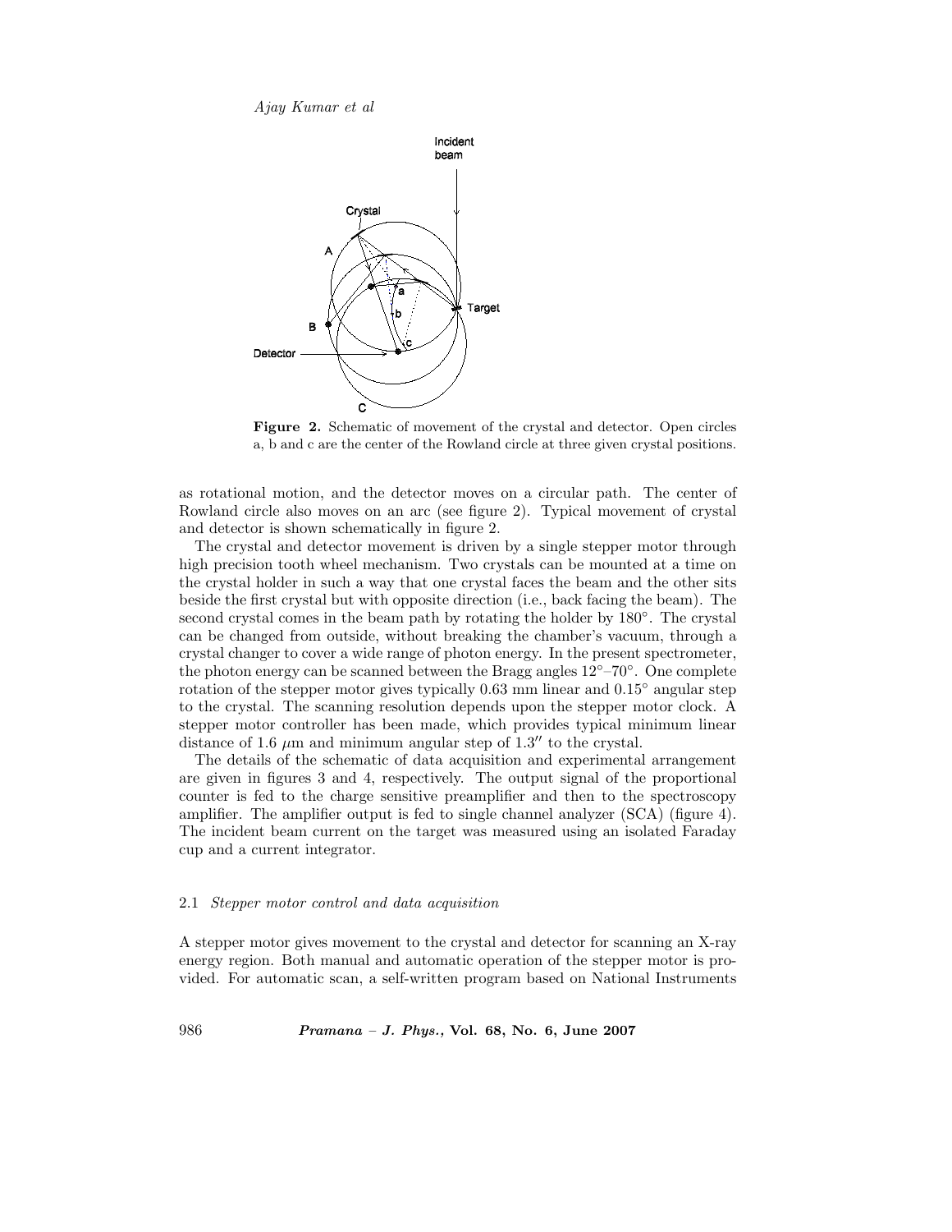**Figure 2.** Schematic of movement of the crystal and detector. Open circles a, b and c are the center of the Rowland circle at three given crystal positions.

as rotational motion, and the detector moves on a circular path. The center of Rowland circle also moves on an arc (see figure 2). Typical movement of crystal and detector is shown schematically in figure 2.

The crystal and detector movement is driven by a single stepper motor through high precision tooth wheel mechanism. Two crystals can be mounted at a time on the crystal holder in such a way that one crystal faces the beam and the other sits beside the first crystal but with opposite direction (i.e., back facing the beam). The second crystal comes in the beam path by rotating the holder by 180°. The crystal can be changed from outside, without breaking the chamber's vacuum, through a crystal changer to cover a wide range of photon energy. In the present spectrometer, the photon energy can be scanned between the Bragg angles 12°–70°. One complete rotation of the stepper motor gives typically 0.63 mm linear and 0.15° angular step to the crystal. The scanning resolution depends upon the stepper motor clock. A stepper motor controller has been made, which provides typical minimum linear distance of 1.6 $\mu$m and minimum angular step of 1.3″ to the crystal.

The details of the schematic of data acquisition and experimental arrangement are given in figures 3 and 4, respectively. The output signal of the proportional counter is fed to the charge sensitive preamplifier and then to the spectroscopy amplifier. The amplifier output is fed to single channel analyzer (SCA) (figure 4). The incident beam current on the target was measured using an isolated Faraday cup and a current integrator.

### 2.1 *Stepper motor control and data acquisition*

A stepper motor gives movement to the crystal and detector for scanning an X-ray energy region. Both manual and automatic operation of the stepper motor is provided. For automatic scan, a self-written program based on National Instruments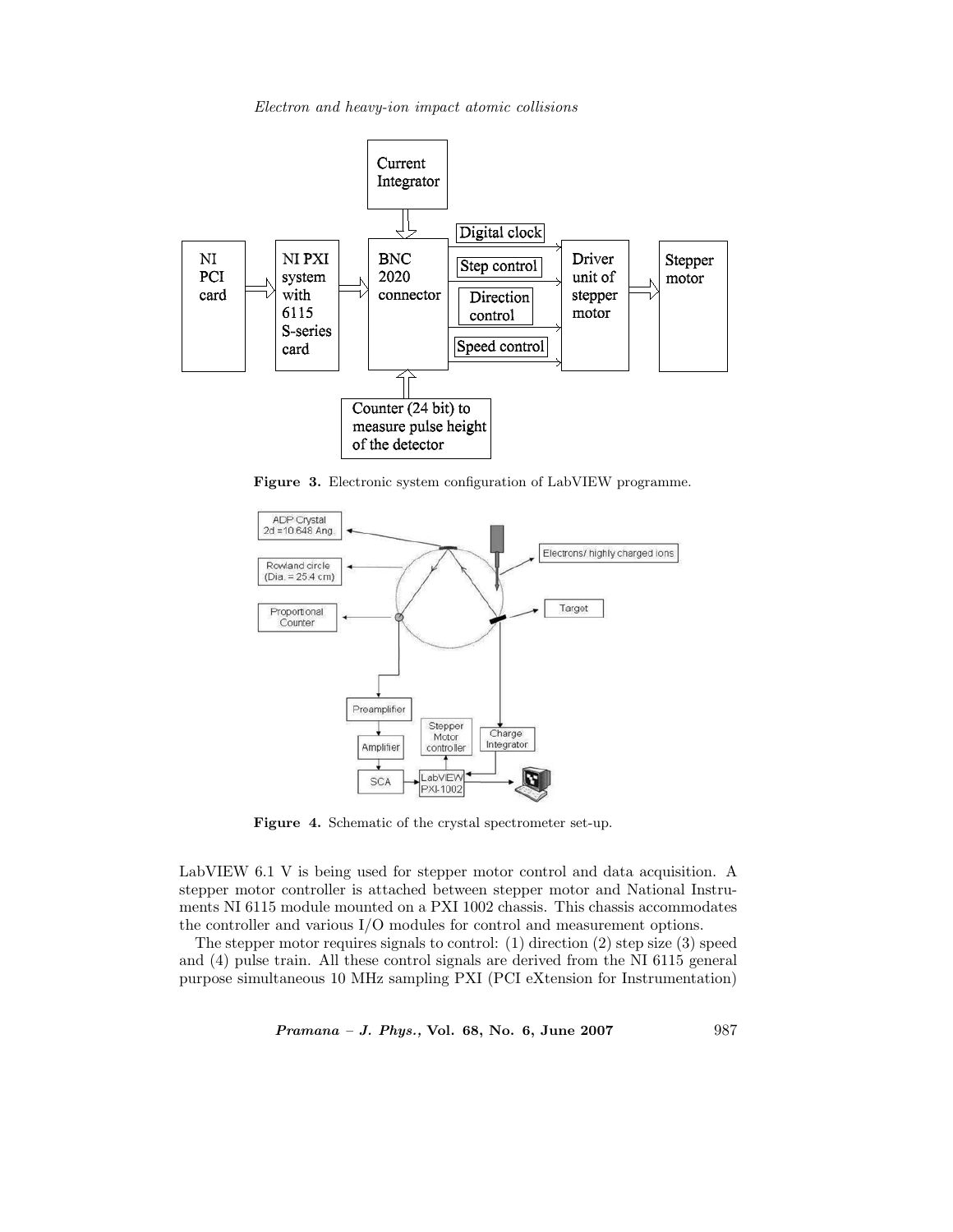Figure 3. Electronic system configuration of LabVIEW programme.

Figure 4. Schematic of the crystal spectrometer set-up.

LabVIEW 6.1 V is being used for stepper motor control and data acquisition. A stepper motor controller is attached between stepper motor and National Instruments NI 6115 module mounted on a PXI 1002 chassis. This chassis accommodates the controller and various I/O modules for control and measurement options.

The stepper motor requires signals to control: (1) direction (2) step size (3) speed and (4) pulse train. All these control signals are derived from the NI 6115 general purpose simultaneous 10 MHz sampling PXI (PCI eXtension for Instrumentation)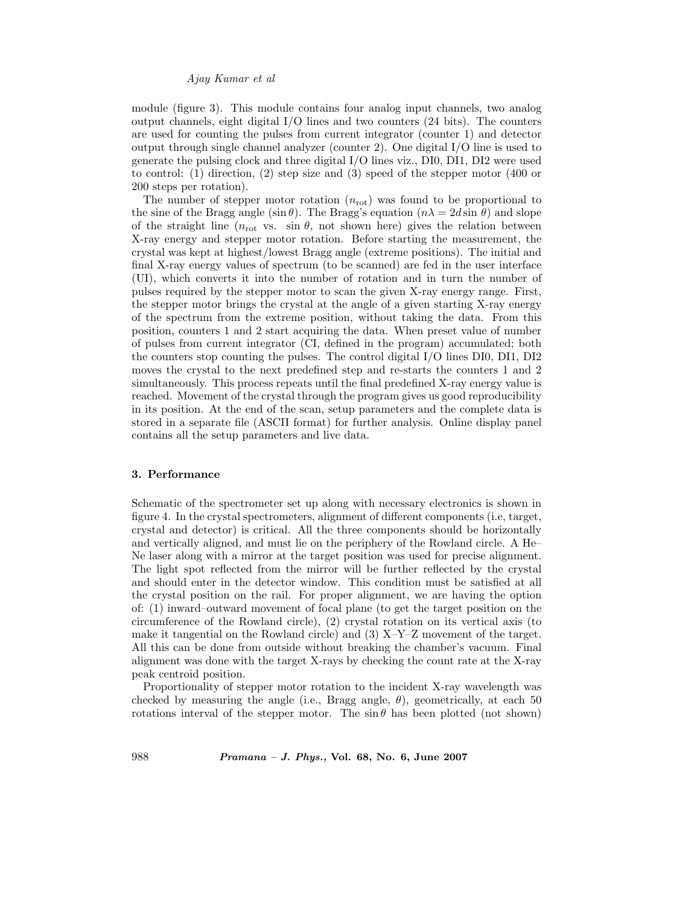module (figure 3). This module contains four analog input channels, two analog output channels, eight digital I/O lines and two counters (24 bits). The counters are used for counting the pulses from current integrator (counter 1) and detector output through single channel analyzer (counter 2). One digital I/O line is used to generate the pulsing clock and three digital I/O lines viz., DI0, DI1, DI2 were used to control: (1) direction, (2) step size and (3) speed of the stepper motor (400 or 200 steps per rotation).

The number of stepper motor rotation ($n_{\rm rot}$) was found to be proportional to the sine of the Bragg angle ($\sin\theta$). The Bragg's equation ($n\lambda = 2d\sin\theta$) and slope of the straight line ($n_{\rm rot}$ vs. $\sin\theta$, not shown here) gives the relation between X-ray energy and stepper motor rotation. Before starting the measurement, the crystal was kept at highest/lowest Bragg angle (extreme positions). The initial and final X-ray energy values of spectrum (to be scanned) are fed in the user interface (UI), which converts it into the number of rotation and in turn the number of pulses required by the stepper motor to scan the given X-ray energy range. First, the stepper motor brings the crystal at the angle of a given starting X-ray energy of the spectrum from the extreme position, without taking the data. From this position, counters 1 and 2 start acquiring the data. When preset value of number of pulses from current integrator (CI, defined in the program) accumulated; both the counters stop counting the pulses. The control digital I/O lines DI0, DI1, DI2 moves the crystal to the next predefined step and re-starts the counters 1 and 2 simultaneously. This process repeats until the final predefined X-ray energy value is reached. Movement of the crystal through the program gives us good reproducibility in its position. At the end of the scan, setup parameters and the complete data is stored in a separate file (ASCII format) for further analysis. Online display panel contains all the setup parameters and live data.

## 3. Performance

Schematic of the spectrometer set up along with necessary electronics is shown in figure 4. In the crystal spectrometers, alignment of different components (i.e, target, crystal and detector) is critical. All the three components should be horizontally and vertically aligned, and must lie on the periphery of the Rowland circle. A He–Ne laser along with a mirror at the target position was used for precise alignment. The light spot reflected from the mirror will be further reflected by the crystal and should enter in the detector window. This condition must be satisfied at all the crystal position on the rail. For proper alignment, we are having the option of: (1) inward–outward movement of focal plane (to get the target position on the circumference of the Rowland circle), (2) crystal rotation on its vertical axis (to make it tangential on the Rowland circle) and (3) X–Y–Z movement of the target. All this can be done from outside without breaking the chamber's vacuum. Final alignment was done with the target X-rays by checking the count rate at the X-ray peak centroid position.

Proportionality of stepper motor rotation to the incident X-ray wavelength was checked by measuring the angle (i.e., Bragg angle, $\theta$), geometrically, at each 50 rotations interval of the stepper motor. The $\sin\theta$ has been plotted (not shown)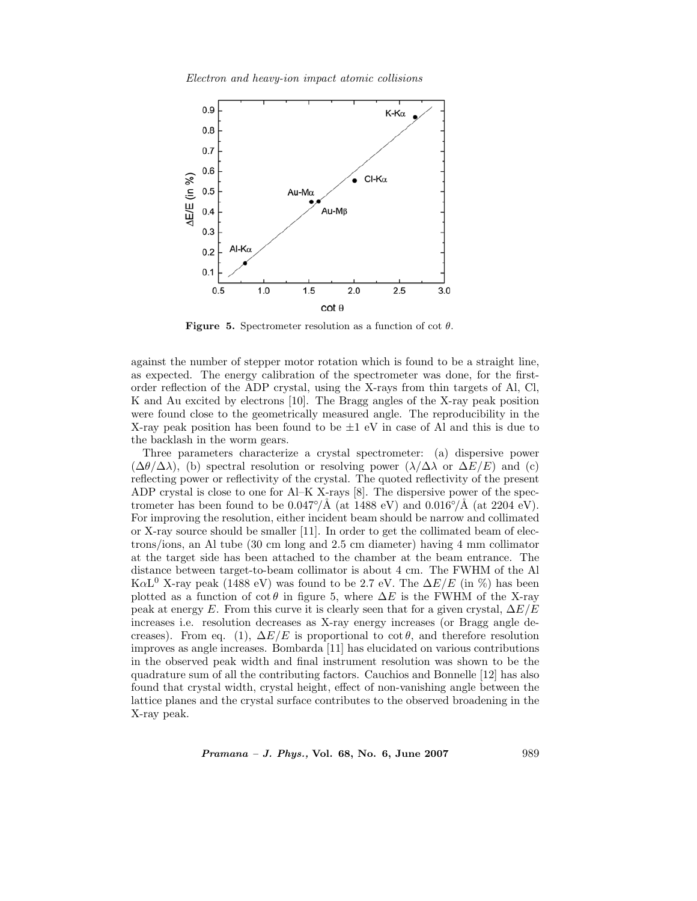**Figure 5.** Spectrometer resolution as a function of cot $\theta$.

against the number of stepper motor rotation which is found to be a straight line, as expected. The energy calibration of the spectrometer was done, for the first-order reflection of the ADP crystal, using the X-rays from thin targets of Al, Cl, K and Au excited by electrons [10]. The Bragg angles of the X-ray peak position were found close to the geometrically measured angle. The reproducibility in the X-ray peak position has been found to be $\pm 1$ eV in case of Al and this is due to the backlash in the worm gears.

Three parameters characterize a crystal spectrometer: (a) dispersive power $(\Delta\theta/\Delta\lambda)$, (b) spectral resolution or resolving power ($\lambda/\Delta\lambda$ or $\Delta E/E$) and (c) reflecting power or reflectivity of the crystal. The quoted reflectivity of the present ADP crystal is close to one for Al–K X-rays [8]. The dispersive power of the spectrometer has been found to be $0.047°/\text{Å}$ (at 1488 eV) and $0.016°/\text{Å}$ (at 2204 eV). For improving the resolution, either incident beam should be narrow and collimated or X-ray source should be smaller [11]. In order to get the collimated beam of electrons/ions, an Al tube (30 cm long and 2.5 cm diameter) having 4 mm collimator at the target side has been attached to the chamber at the beam entrance. The distance between target-to-beam collimator is about 4 cm. The FWHM of the Al $K\alpha L^0$ X-ray peak (1488 eV) was found to be 2.7 eV. The $\Delta E/E$ (in %) has been plotted as a function of $\cot\theta$ in figure 5, where $\Delta E$ is the FWHM of the X-ray peak at energy $E$. From this curve it is clearly seen that for a given crystal, $\Delta E/E$ increases i.e. resolution decreases as X-ray energy increases (or Bragg angle decreases). From eq. (1), $\Delta E/E$ is proportional to $\cot\theta$, and therefore resolution improves as angle increases. Bombarda [11] has elucidated on various contributions in the observed peak width and final instrument resolution was shown to be the quadrature sum of all the contributing factors. Cauchios and Bonnelle [12] has also found that crystal width, crystal height, effect of non-vanishing angle between the lattice planes and the crystal surface contributes to the observed broadening in the X-ray peak.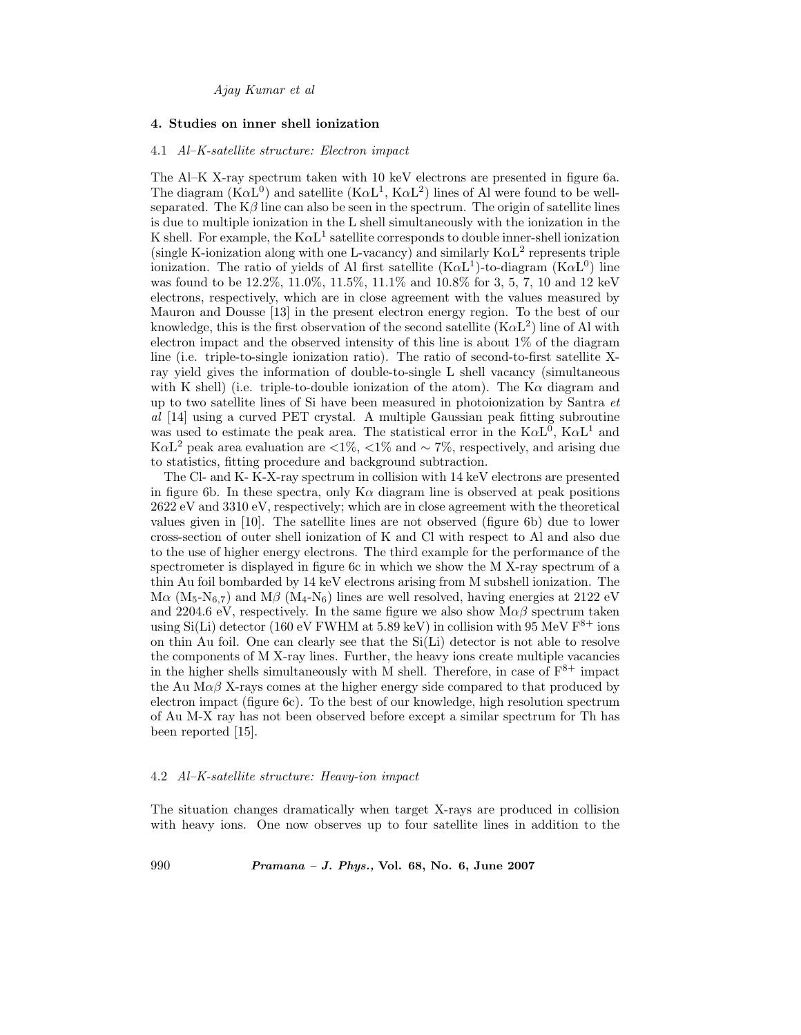## 4. Studies on inner shell ionization

### 4.1 *Al–K-satellite structure: Electron impact*

The Al–K X-ray spectrum taken with 10 keV electrons are presented in figure 6a. The diagram ($K\alpha L^0$) and satellite ($K\alpha L^1$, $K\alpha L^2$) lines of Al were found to be well-separated. The $K\beta$ line can also be seen in the spectrum. The origin of satellite lines is due to multiple ionization in the L shell simultaneously with the ionization in the K shell. For example, the $K\alpha L^1$ satellite corresponds to double inner-shell ionization (single K-ionization along with one L-vacancy) and similarly $K\alpha L^2$ represents triple ionization. The ratio of yields of Al first satellite ($K\alpha L^1$)-to-diagram ($K\alpha L^0$) line was found to be 12.2%, 11.0%, 11.5%, 11.1% and 10.8% for 3, 5, 7, 10 and 12 keV electrons, respectively, which are in close agreement with the values measured by Mauron and Dousse [13] in the present electron energy region. To the best of our knowledge, this is the first observation of the second satellite ($K\alpha L^2$) line of Al with electron impact and the observed intensity of this line is about 1% of the diagram line (i.e. triple-to-single ionization ratio). The ratio of second-to-first satellite X-ray yield gives the information of double-to-single L shell vacancy (simultaneous with K shell) (i.e. triple-to-double ionization of the atom). The $K\alpha$ diagram and up to two satellite lines of Si have been measured in photoionization by Santra *et al* [14] using a curved PET crystal. A multiple Gaussian peak fitting subroutine was used to estimate the peak area. The statistical error in the $K\alpha L^0$, $K\alpha L^1$ and $K\alpha L^2$ peak area evaluation are <1%, <1% and ∼ 7%, respectively, and arising due to statistics, fitting procedure and background subtraction.

The Cl- and K- K-X-ray spectrum in collision with 14 keV electrons are presented in figure 6b. In these spectra, only $K\alpha$ diagram line is observed at peak positions 2622 eV and 3310 eV, respectively; which are in close agreement with the theoretical values given in [10]. The satellite lines are not observed (figure 6b) due to lower cross-section of outer shell ionization of K and Cl with respect to Al and also due to the use of higher energy electrons. The third example for the performance of the spectrometer is displayed in figure 6c in which we show the M X-ray spectrum of a thin Au foil bombarded by 14 keV electrons arising from M subshell ionization. The $M\alpha$ ($M_5$-$N_{6,7}$) and $M\beta$ ($M_4$-$N_6$) lines are well resolved, having energies at 2122 eV and 2204.6 eV, respectively. In the same figure we also show $M\alpha\beta$ spectrum taken using Si(Li) detector (160 eV FWHM at 5.89 keV) in collision with 95 MeV $F^{8+}$ ions on thin Au foil. One can clearly see that the Si(Li) detector is not able to resolve the components of M X-ray lines. Further, the heavy ions create multiple vacancies in the higher shells simultaneously with M shell. Therefore, in case of $F^{8+}$ impact the Au $M\alpha\beta$ X-rays comes at the higher energy side compared to that produced by electron impact (figure 6c). To the best of our knowledge, high resolution spectrum of Au M-X ray has not been observed before except a similar spectrum for Th has been reported [15].

### 4.2 *Al–K-satellite structure: Heavy-ion impact*

The situation changes dramatically when target X-rays are produced in collision with heavy ions. One now observes up to four satellite lines in addition to the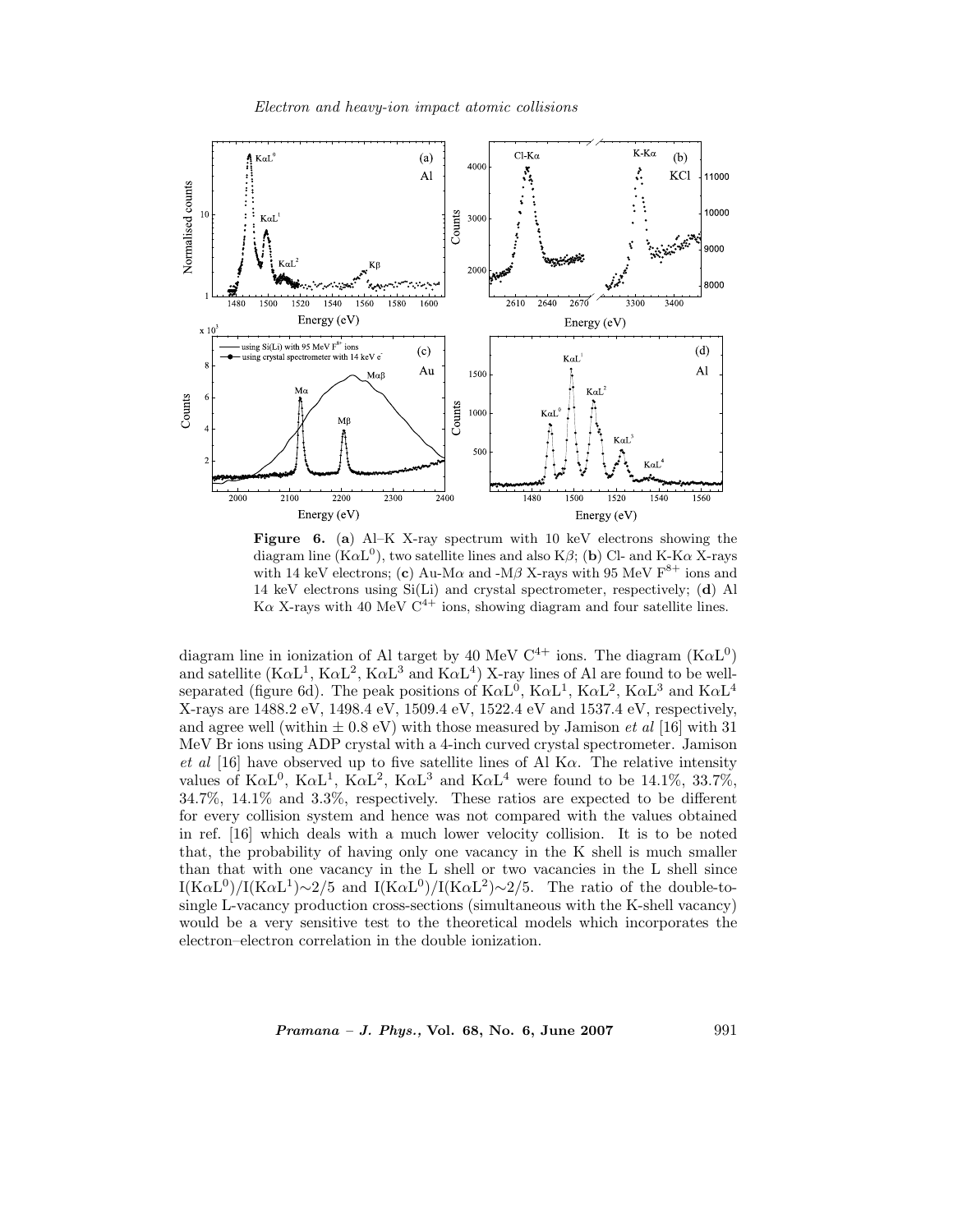**Figure 6.** (**a**) Al–K X-ray spectrum with 10 keV electrons showing the diagram line (K$\alpha$L$^0$), two satellite lines and also K$\beta$; (**b**) Cl- and K-K$\alpha$ X-rays with 14 keV electrons; (**c**) Au-M$\alpha$ and -M$\beta$ X-rays with 95 MeV F$^{8+}$ ions and 14 keV electrons using Si(Li) and crystal spectrometer, respectively; (**d**) Al K$\alpha$ X-rays with 40 MeV C$^{4+}$ ions, showing diagram and four satellite lines.

diagram line in ionization of Al target by 40 MeV C$^{4+}$ ions. The diagram (K$\alpha$L$^0$) and satellite (K$\alpha$L$^1$, K$\alpha$L$^2$, K$\alpha$L$^3$ and K$\alpha$L$^4$) X-ray lines of Al are found to be well-separated (figure 6d). The peak positions of K$\alpha$L$^0$, K$\alpha$L$^1$, K$\alpha$L$^2$, K$\alpha$L$^3$ and K$\alpha$L$^4$ X-rays are 1488.2 eV, 1498.4 eV, 1509.4 eV, 1522.4 eV and 1537.4 eV, respectively, and agree well (within $\pm$ 0.8 eV) with those measured by Jamison *et al* [16] with 31 MeV Br ions using ADP crystal with a 4-inch curved crystal spectrometer. Jamison *et al* [16] have observed up to five satellite lines of Al K$\alpha$. The relative intensity values of K$\alpha$L$^0$, K$\alpha$L$^1$, K$\alpha$L$^2$, K$\alpha$L$^3$ and K$\alpha$L$^4$ were found to be 14.1%, 33.7%, 34.7%, 14.1% and 3.3%, respectively. These ratios are expected to be different for every collision system and hence was not compared with the values obtained in ref. [16] which deals with a much lower velocity collision. It is to be noted that, the probability of having only one vacancy in the K shell is much smaller than that with one vacancy in the L shell or two vacancies in the L shell since I(K$\alpha$L$^0$)/I(K$\alpha$L$^1$)$\sim$2/5 and I(K$\alpha$L$^0$)/I(K$\alpha$L$^2$)$\sim$2/5. The ratio of the double-to-single L-vacancy production cross-sections (simultaneous with the K-shell vacancy) would be a very sensitive test to the theoretical models which incorporates the electron–electron correlation in the double ionization.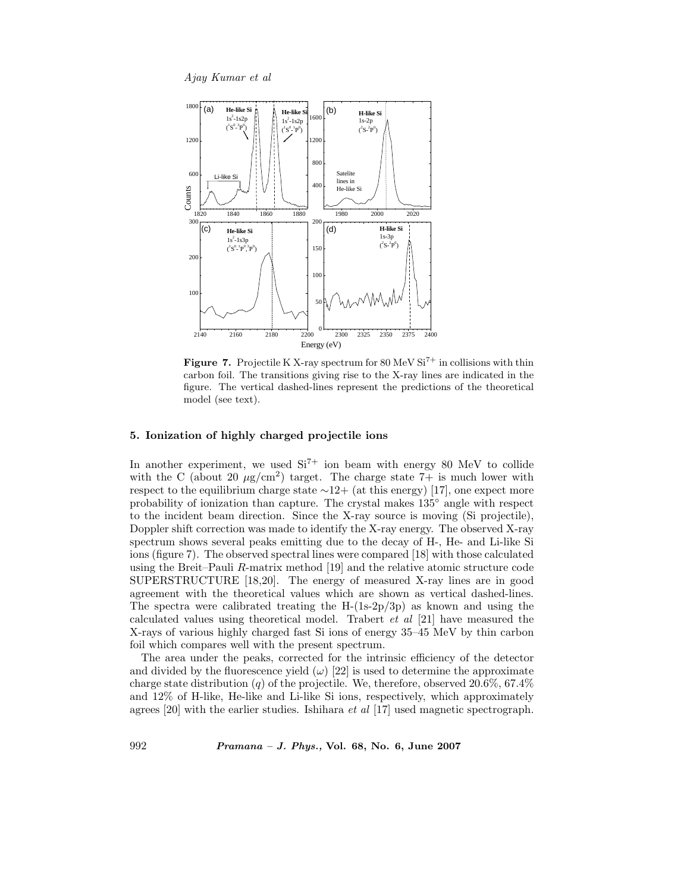**Figure 7.** Projectile K X-ray spectrum for 80 MeV $Si^{7+}$ in collisions with thin carbon foil. The transitions giving rise to the X-ray lines are indicated in the figure. The vertical dashed-lines represent the predictions of the theoretical model (see text).

## 5. Ionization of highly charged projectile ions

In another experiment, we used $Si^{7+}$ ion beam with energy 80 MeV to collide with the C (about 20 $\mu g/cm^2$) target. The charge state 7+ is much lower with respect to the equilibrium charge state ∼12+ (at this energy) [17], one expect more probability of ionization than capture. The crystal makes 135° angle with respect to the incident beam direction. Since the X-ray source is moving (Si projectile), Doppler shift correction was made to identify the X-ray energy. The observed X-ray spectrum shows several peaks emitting due to the decay of H-, He- and Li-like Si ions (figure 7). The observed spectral lines were compared [18] with those calculated using the Breit–Pauli $R$-matrix method [19] and the relative atomic structure code SUPERSTRUCTURE [18,20]. The energy of measured X-ray lines are in good agreement with the theoretical values which are shown as vertical dashed-lines. The spectra were calibrated treating the H-(1s-2p/3p) as known and using the calculated values using theoretical model. Trabert *et al* [21] have measured the X-rays of various highly charged fast Si ions of energy 35–45 MeV by thin carbon foil which compares well with the present spectrum.

The area under the peaks, corrected for the intrinsic efficiency of the detector and divided by the fluorescence yield ($\omega$) [22] is used to determine the approximate charge state distribution ($q$) of the projectile. We, therefore, observed 20.6%, 67.4% and 12% of H-like, He-like and Li-like Si ions, respectively, which approximately agrees [20] with the earlier studies. Ishihara *et al* [17] used magnetic spectrograph.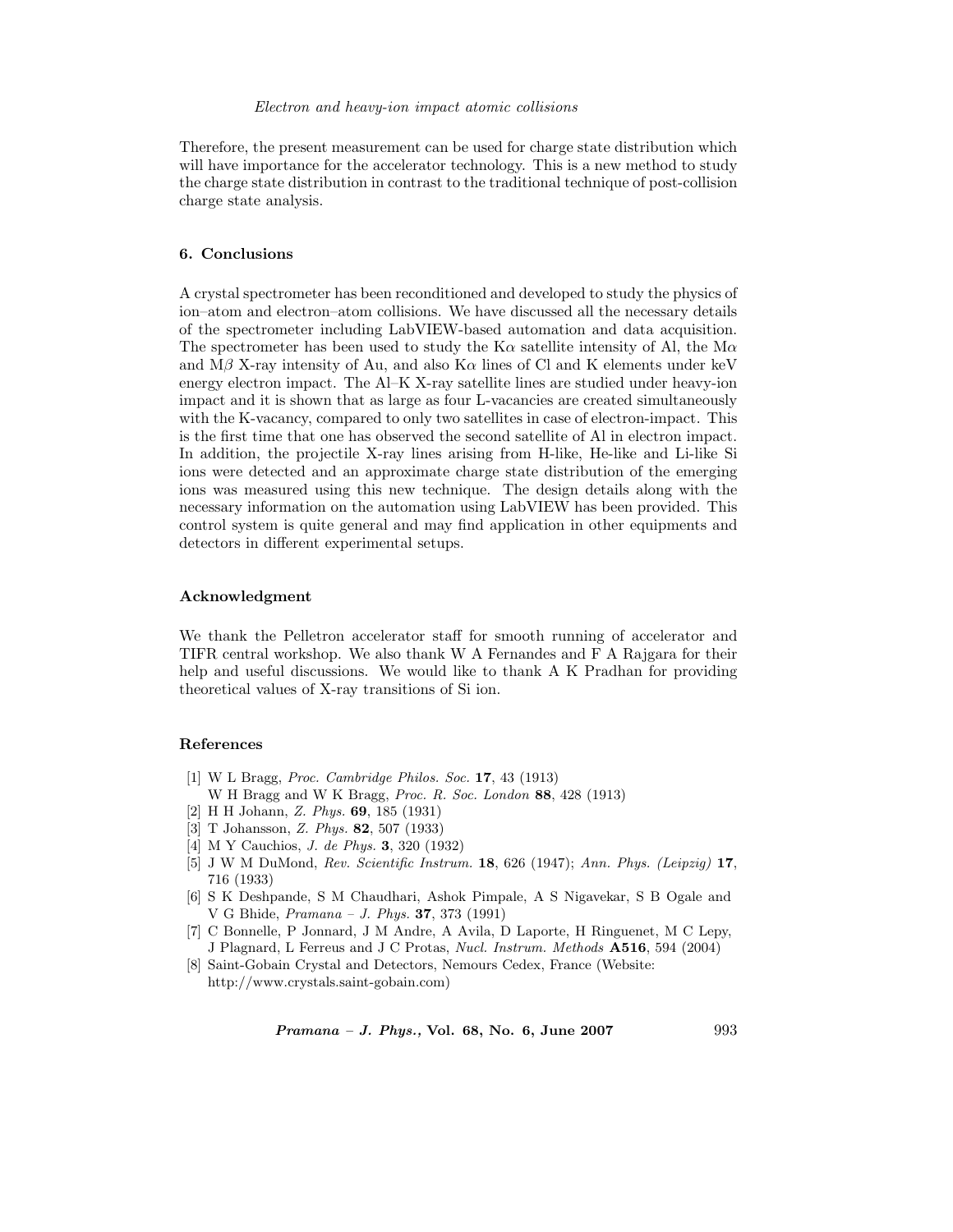Therefore, the present measurement can be used for charge state distribution which will have importance for the accelerator technology. This is a new method to study the charge state distribution in contrast to the traditional technique of post-collision charge state analysis.

## 6. Conclusions

A crystal spectrometer has been reconditioned and developed to study the physics of ion–atom and electron–atom collisions. We have discussed all the necessary details of the spectrometer including LabVIEW-based automation and data acquisition. The spectrometer has been used to study the K$\alpha$ satellite intensity of Al, the M$\alpha$ and M$\beta$ X-ray intensity of Au, and also K$\alpha$ lines of Cl and K elements under keV energy electron impact. The Al–K X-ray satellite lines are studied under heavy-ion impact and it is shown that as large as four L-vacancies are created simultaneously with the K-vacancy, compared to only two satellites in case of electron-impact. This is the first time that one has observed the second satellite of Al in electron impact. In addition, the projectile X-ray lines arising from H-like, He-like and Li-like Si ions were detected and an approximate charge state distribution of the emerging ions was measured using this new technique. The design details along with the necessary information on the automation using LabVIEW has been provided. This control system is quite general and may find application in other equipments and detectors in different experimental setups.

## Acknowledgment

We thank the Pelletron accelerator staff for smooth running of accelerator and TIFR central workshop. We also thank W A Fernandes and F A Rajgara for their help and useful discussions. We would like to thank A K Pradhan for providing theoretical values of X-ray transitions of Si ion.

## References

[1] W L Bragg, *Proc. Cambridge Philos. Soc.* **17**, 43 (1913)
W H Bragg and W K Bragg, *Proc. R. Soc. London* **88**, 428 (1913)

[2] H H Johann, *Z. Phys.* **69**, 185 (1931)

[3] T Johansson, *Z. Phys.* **82**, 507 (1933)

[4] M Y Cauchios, *J. de Phys.* **3**, 320 (1932)

[5] J W M DuMond, *Rev. Scientific Instrum.* **18**, 626 (1947); *Ann. Phys. (Leipzig)* **17**, 716 (1933)

[6] S K Deshpande, S M Chaudhari, Ashok Pimpale, A S Nigavekar, S B Ogale and V G Bhide, *Pramana – J. Phys.* **37**, 373 (1991)

[7] C Bonnelle, P Jonnard, J M Andre, A Avila, D Laporte, H Ringuenet, M C Lepy, J Plagnard, L Ferreus and J C Protas, *Nucl. Instrum. Methods* **A516**, 594 (2004)

[8] Saint-Gobain Crystal and Detectors, Nemours Cedex, France (Website: http://www.crystals.saint-gobain.com)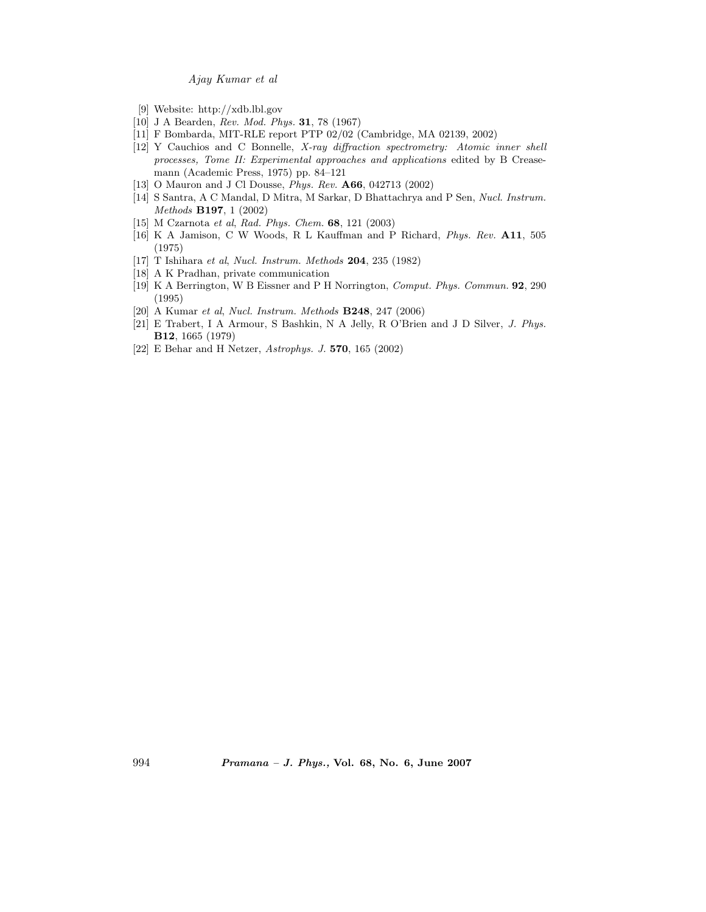[9] Website: http://xdb.lbl.gov

[10] J A Bearden, *Rev. Mod. Phys.* **31**, 78 (1967)

[11] F Bombarda, MIT-RLE report PTP 02/02 (Cambridge, MA 02139, 2002)

[12] Y Cauchios and C Bonnelle, *X-ray diffraction spectrometry: Atomic inner shell processes, Tome II: Experimental approaches and applications* edited by B Creasemann (Academic Press, 1975) pp. 84–121

[13] O Mauron and J Cl Dousse, *Phys. Rev.* **A66**, 042713 (2002)

[14] S Santra, A C Mandal, D Mitra, M Sarkar, D Bhattachrya and P Sen, *Nucl. Instrum. Methods* **B197**, 1 (2002)

[15] M Czarnota *et al*, *Rad. Phys. Chem.* **68**, 121 (2003)

[16] K A Jamison, C W Woods, R L Kauffman and P Richard, *Phys. Rev.* **A11**, 505 (1975)

[17] T Ishihara *et al*, *Nucl. Instrum. Methods* **204**, 235 (1982)

[18] A K Pradhan, private communication

[19] K A Berrington, W B Eissner and P H Norrington, *Comput. Phys. Commun.* **92**, 290 (1995)

[20] A Kumar *et al*, *Nucl. Instrum. Methods* **B248**, 247 (2006)

[21] E Trabert, I A Armour, S Bashkin, N A Jelly, R O'Brien and J D Silver, *J. Phys.* **B12**, 1665 (1979)

[22] E Behar and H Netzer, *Astrophys. J.* **570**, 165 (2002)